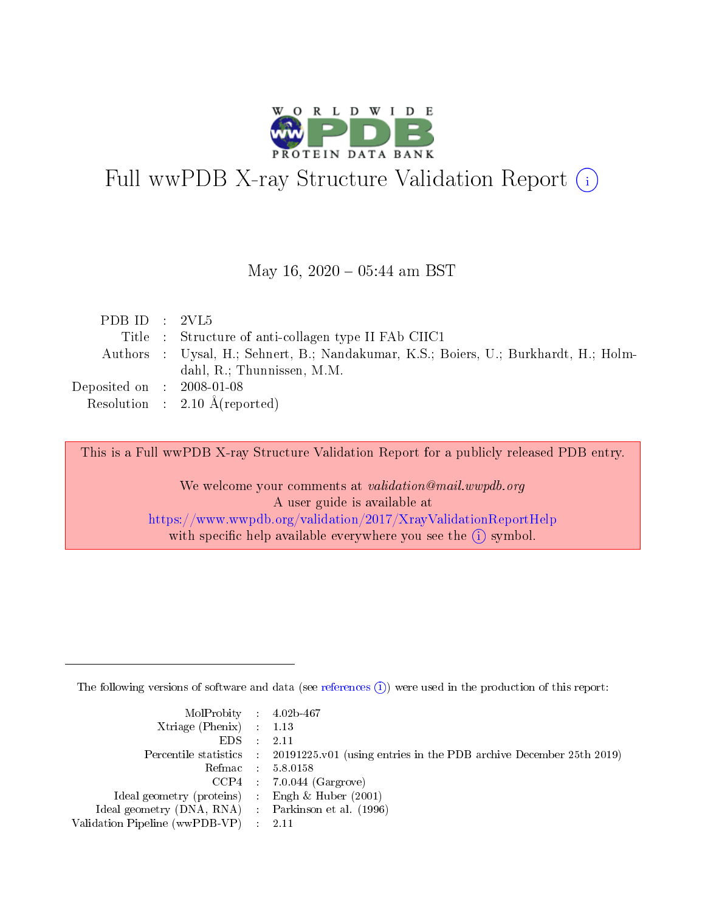# Full wwPDB X-ray Structure Validation Report (i)

May 16, 2020 – 05:44 am BST

| | | |
|---|---|---|
| PDB ID | : | 2VL5 |
| Title | : | Structure of anti-collagen type II FAb CIIC1 |
| Authors | : | Uysal, H.; Sehnert, B.; Nandakumar, K.S.; Boiers, U.; Burkhardt, H.; Holmdahl, R.; Thunnissen, M.M. |
| Deposited on | : | 2008-01-08 |
| Resolution | : | 2.10 Å(reported) |

This is a Full wwPDB X-ray Structure Validation Report for a publicly released PDB entry.

We welcome your comments at *validation@mail.wwpdb.org*
A user guide is available at
https://www.wwpdb.org/validation/2017/XrayValidationReportHelp
with specific help available everywhere you see the (i) symbol.

The following versions of software and data (see references (i)) were used in the production of this report:

| | | |
|---|---|---|
| MolProbity | : | 4.02b-467 |
| Xtriage (Phenix) | : | 1.13 |
| EDS | : | 2.11 |
| Percentile statistics | : | 20191225.v01 (using entries in the PDB archive December 25th 2019) |
| Refmac | : | 5.8.0158 |
| CCP4 | : | 7.0.044 (Gargrove) |
| Ideal geometry (proteins) | : | Engh & Huber (2001) |
| Ideal geometry (DNA, RNA) | : | Parkinson et al. (1996) |
| Validation Pipeline (wwPDB-VP) | : | 2.11 |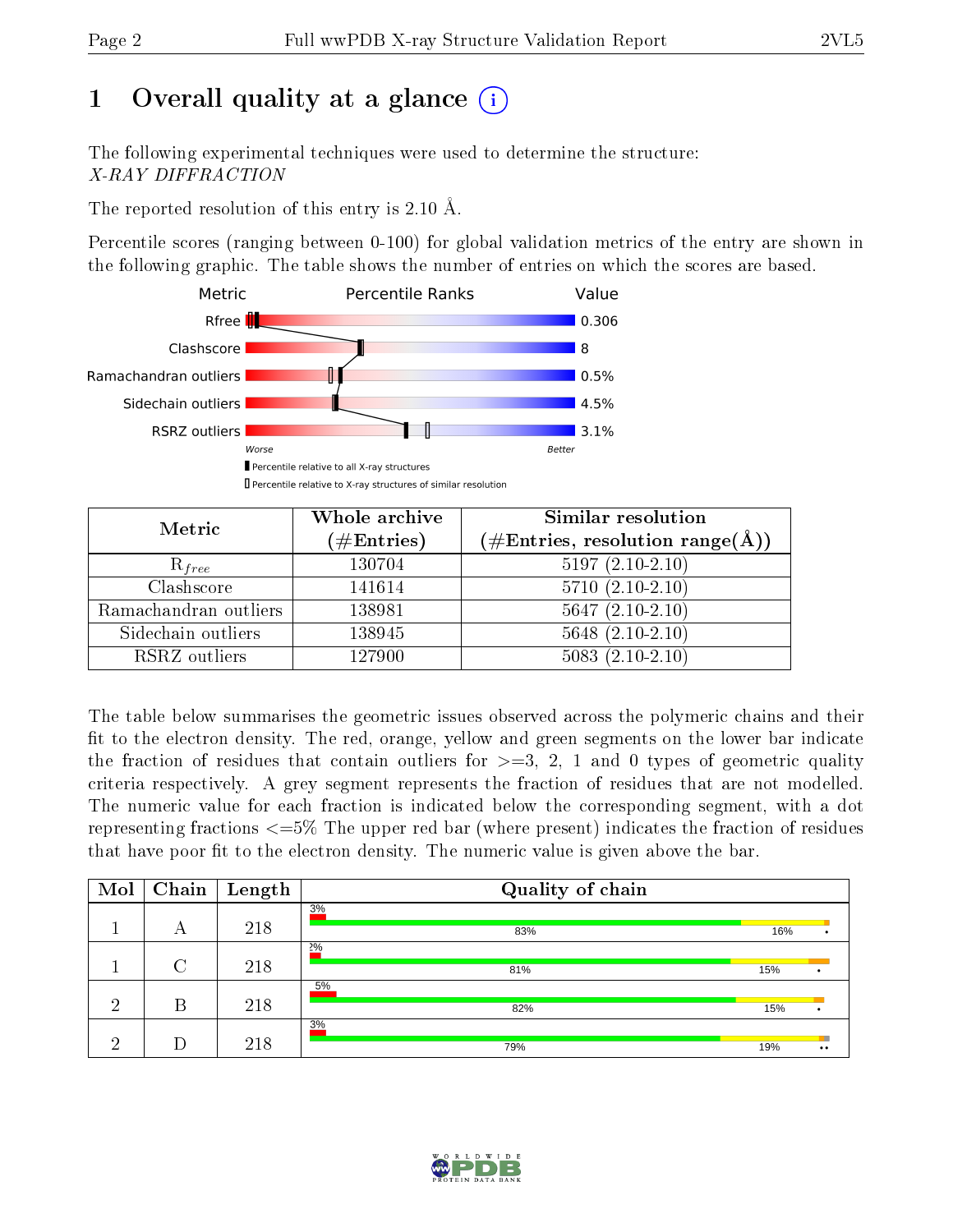# 1 Overall quality at a glance

The following experimental techniques were used to determine the structure:
*X-RAY DIFFRACTION*

The reported resolution of this entry is 2.10 Å.

Percentile scores (ranging between 0-100) for global validation metrics of the entry are shown in the following graphic. The table shows the number of entries on which the scores are based.

| Metric | Value |
|---|---|
| Rfree | 0.306 |
| Clashscore | 8 |
| Ramachandran outliers | 0.5% |
| Sidechain outliers | 4.5% |
| RSRZ outliers | 3.1% |

| Metric | Whole archive (#Entries) | Similar resolution (#Entries, resolution range(Å)) |
|---|---|---|
| $R_{free}$ | 130704 | 5197 (2.10-2.10) |
| Clashscore | 141614 | 5710 (2.10-2.10) |
| Ramachandran outliers | 138981 | 5647 (2.10-2.10) |
| Sidechain outliers | 138945 | 5648 (2.10-2.10) |
| RSRZ outliers | 127900 | 5083 (2.10-2.10) |

The table below summarises the geometric issues observed across the polymeric chains and their fit to the electron density. The red, orange, yellow and green segments on the lower bar indicate the fraction of residues that contain outliers for >=3, 2, 1 and 0 types of geometric quality criteria respectively. A grey segment represents the fraction of residues that are not modelled. The numeric value for each fraction is indicated below the corresponding segment, with a dot representing fractions <=5% The upper red bar (where present) indicates the fraction of residues that have poor fit to the electron density. The numeric value is given above the bar.

| Mol | Chain | Length | Quality of chain |
|---|---|---|---|
| 1 | A | 218 | 3% / 83% / 16% / • |
| 1 | C | 218 | 2% / 81% / 15% / • |
| 2 | B | 218 | 5% / 82% / 15% / • |
| 2 | D | 218 | 3% / 79% / 19% / •• |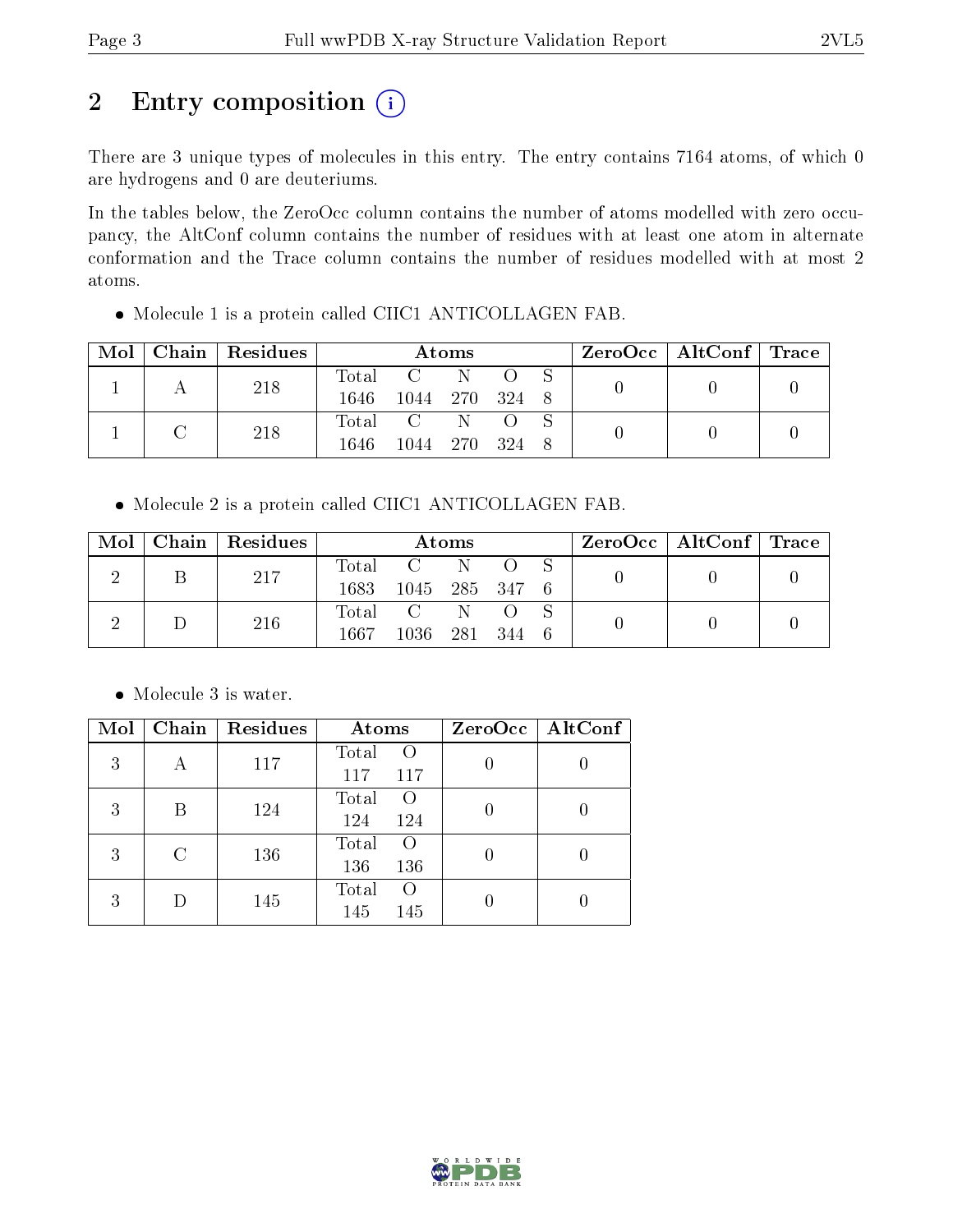# 2 Entry composition (i)

There are 3 unique types of molecules in this entry. The entry contains 7164 atoms, of which 0 are hydrogens and 0 are deuteriums.

In the tables below, the ZeroOcc column contains the number of atoms modelled with zero occupancy, the AltConf column contains the number of residues with at least one atom in alternate conformation and the Trace column contains the number of residues modelled with at most 2 atoms.

- Molecule 1 is a protein called CIIC1 ANTICOLLAGEN FAB.

| Mol | Chain | Residues | Atoms | | | | | ZeroOcc | AltConf | Trace |
|---|---|---|---|---|---|---|---|---|---|---|
| 1 | A | 218 | Total<br>1646 | C<br>1044 | N<br>270 | O<br>324 | S<br>8 | 0 | 0 | 0 |
| 1 | C | 218 | Total<br>1646 | C<br>1044 | N<br>270 | O<br>324 | S<br>8 | 0 | 0 | 0 |

- Molecule 2 is a protein called CIIC1 ANTICOLLAGEN FAB.

| Mol | Chain | Residues | Atoms | | | | | ZeroOcc | AltConf | Trace |
|---|---|---|---|---|---|---|---|---|---|---|
| 2 | B | 217 | Total<br>1683 | C<br>1045 | N<br>285 | O<br>347 | S<br>6 | 0 | 0 | 0 |
| 2 | D | 216 | Total<br>1667 | C<br>1036 | N<br>281 | O<br>344 | S<br>6 | 0 | 0 | 0 |

- Molecule 3 is water.

| Mol | Chain | Residues | Atoms | | ZeroOcc | AltConf |
|---|---|---|---|---|---|---|
| 3 | A | 117 | Total<br>117 | O<br>117 | 0 | 0 |
| 3 | B | 124 | Total<br>124 | O<br>124 | 0 | 0 |
| 3 | C | 136 | Total<br>136 | O<br>136 | 0 | 0 |
| 3 | D | 145 | Total<br>145 | O<br>145 | 0 | 0 |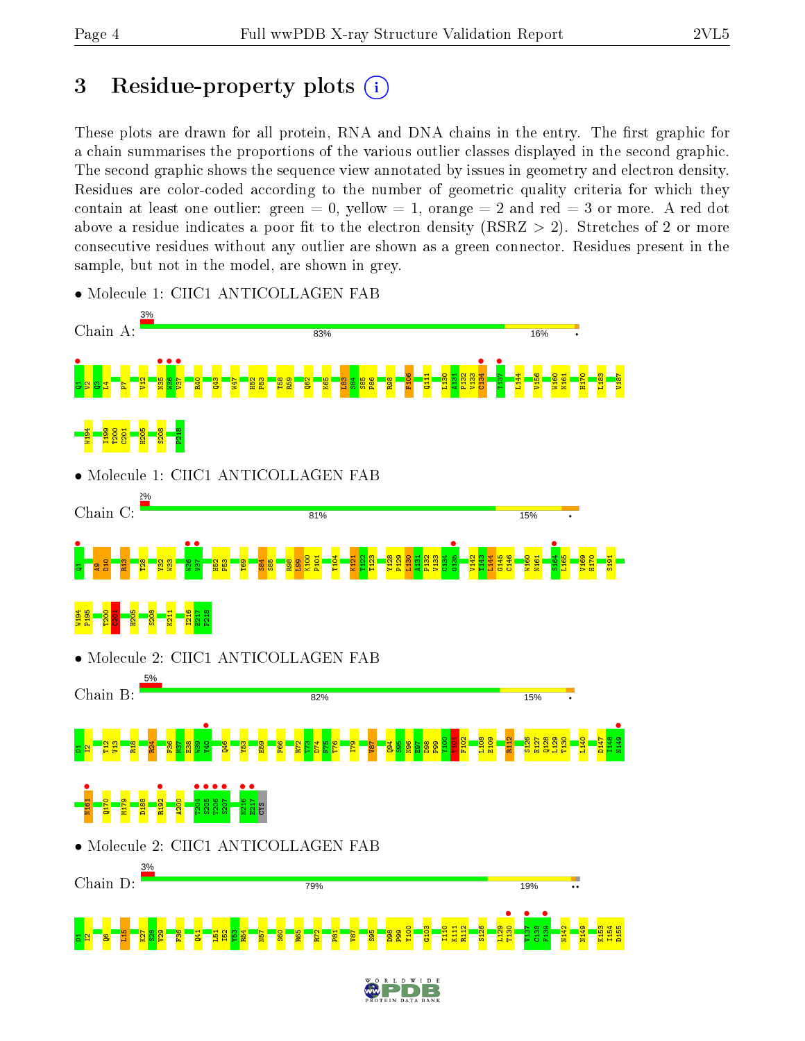# 3 Residue-property plots

These plots are drawn for all protein, RNA and DNA chains in the entry. The first graphic for a chain summarises the proportions of the various outlier classes displayed in the second graphic. The second graphic shows the sequence view annotated by issues in geometry and electron density. Residues are color-coded according to the number of geometric quality criteria for which they contain at least one outlier: green = 0, yellow = 1, orange = 2 and red = 3 or more. A red dot above a residue indicates a poor fit to the electron density (RSRZ > 2). Stretches of 2 or more consecutive residues without any outlier are shown as a green connector. Residues present in the sample, but not in the model, are shown in grey.

- Molecule 1: CIIC1 ANTICOLLAGEN FAB

Chain A: 3% | 83% | 16% | •

Q1 V2 Q3 L4 F7 V12 N35 W36 V37 R40 Q43 W47 H52 P53 T58 R59 Q62 K65 L83 S84 S85 P86 R98 F106 Q111 L130 A131 P132 V133 C134 T137 L144 V156 W160 N161 H170 L183 V187 W194 I199 T200 C201 H205 S208 P218

- Molecule 1: CIIC1 ANTICOLLAGEN FAB

Chain C: 2% | 81% | 15% | •

Q1 A9 P10 R13 T28 Y32 W33 W36 V37 H52 P53 T69 S84 S85 R98 Y99 Y100 P101 T104 K121 T122 T123 Y128 P129 L130 A131 P132 V133 C134 G135 V142 T143 L144 G145 C146 W160 N161 V169 H170 S164 L165 S191 W194 P195 T200 C201 H205 S208 K211 I216 E217 P218

- Molecule 2: CIIC1 ANTICOLLAGEN FAB

Chain B: 5% | 82% | 15% | •

D1 I2 T12 V13 R18 R24 F36 M37 E38 W39 Y40 Q46 Y53 E59 F66 R72 T73 D74 F75 T76 I79 V87 Q94 S95 E96 D97 P98 P99 Y100 T101 F102 L108 E109 R112 S126 E127 Q128 L129 T130 L140 D147 I148 N149 N161 Q170 M179 D188 R192 A200 T204 S205 T206 S207 N216 E217 CYS

- Molecule 2: CIIC1 ANTICOLLAGEN FAB

Chain D: 3% | 79% | 19% | ••

D1 I2 Q6 L15 K27 S28 V29 F36 Q41 L51 I52 Y53 R54 N57 S60 R65 R72 P81 V87 S95 D98 P99 Y100 G103 I110 K111 R112 S126 L129 T130 V137 C138 F139 N142 N149 K153 I154 D155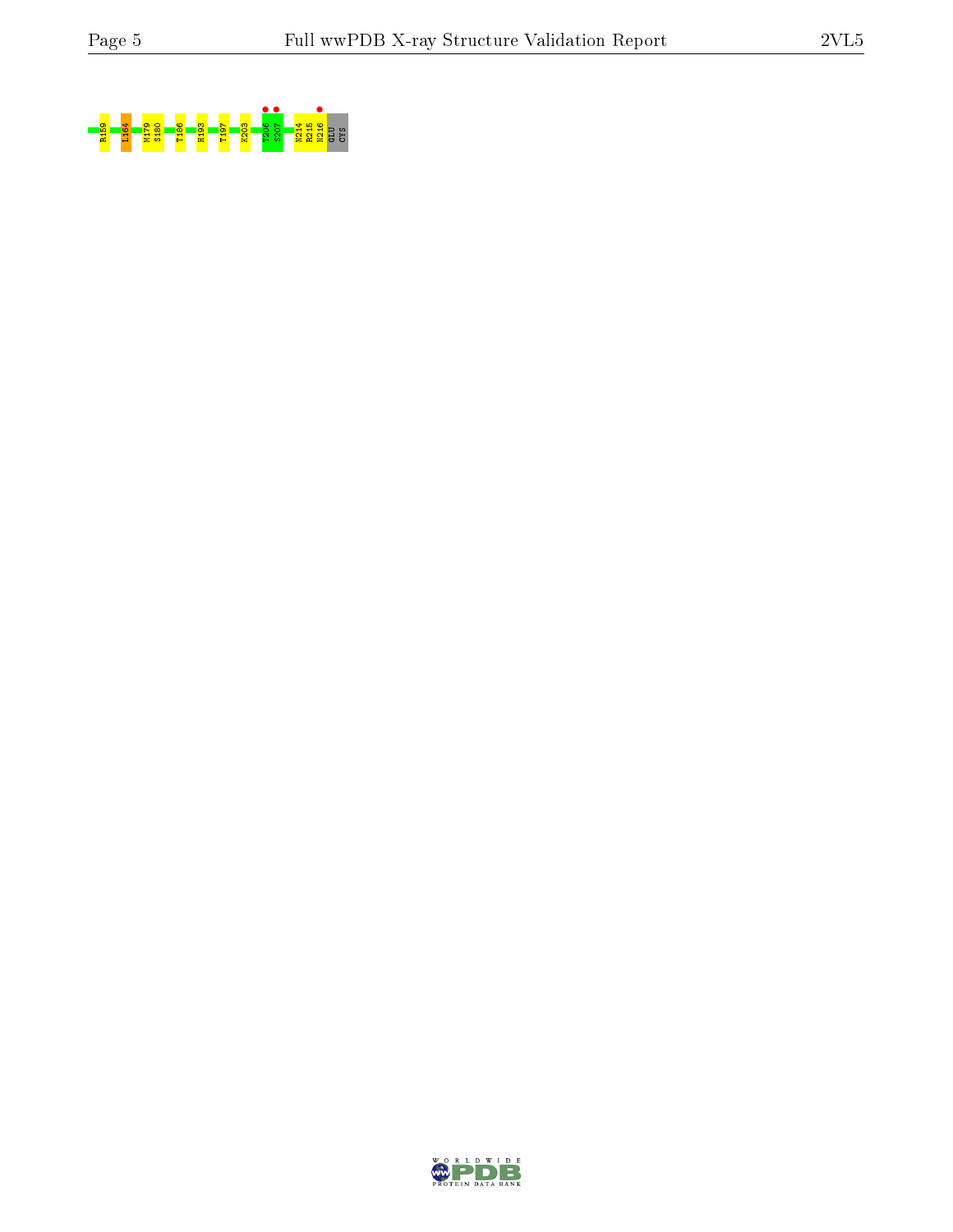R159 L164 M179 S180 T186 H193 T197 K203 T206 S207 N214 R215 N216 GLU CYS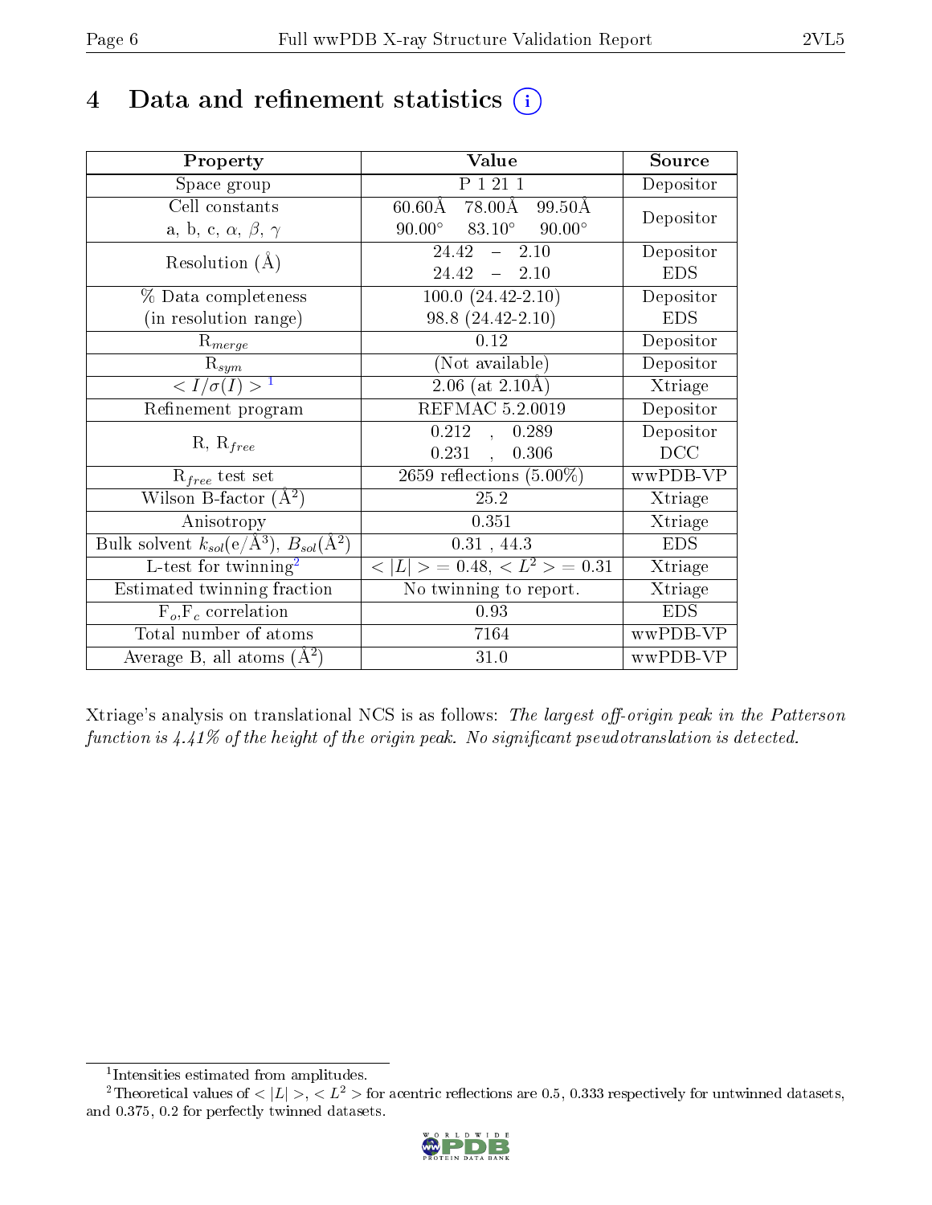# 4 Data and refinement statistics (i)

| Property | Value | Source |
|---|---|---|
| Space group | P 1 21 1 | Depositor |
| Cell constants<br>a, b, c, $\alpha$, $\beta$, $\gamma$ | 60.60Å 78.00Å 99.50Å<br>90.00° 83.10° 90.00° | Depositor |
| Resolution (Å) | 24.42 – 2.10<br>24.42 – 2.10 | Depositor<br>EDS |
| % Data completeness<br>(in resolution range) | 100.0 (24.42-2.10)<br>98.8 (24.42-2.10) | Depositor<br>EDS |
| $R_{merge}$ | 0.12 | Depositor |
| $R_{sym}$ | (Not available) | Depositor |
| $< I/\sigma(I) >$ [1] | 2.06 (at 2.10Å) | Xtriage |
| Refinement program | REFMAC 5.2.0019 | Depositor |
| R, $R_{free}$ | 0.212 , 0.289<br>0.231 , 0.306 | Depositor<br>DCC |
| $R_{free}$ test set | 2659 reflections (5.00%) | wwPDB-VP |
| Wilson B-factor (Å$^2$) | 25.2 | Xtriage |
| Anisotropy | 0.351 | Xtriage |
| Bulk solvent $k_{sol}$(e/Å$^3$), $B_{sol}$(Å$^2$) | 0.31 , 44.3 | EDS |
| L-test for twinning[2] | $< \lvert L \rvert >$ = 0.48, $< L^2 >$ = 0.31 | Xtriage |
| Estimated twinning fraction | No twinning to report. | Xtriage |
| $F_o$,$F_c$ correlation | 0.93 | EDS |
| Total number of atoms | 7164 | wwPDB-VP |
| Average B, all atoms (Å$^2$) | 31.0 | wwPDB-VP |

Xtriage's analysis on translational NCS is as follows: *The largest off-origin peak in the Patterson function is 4.41% of the height of the origin peak. No significant pseudotranslation is detected.*

[1] Intensities estimated from amplitudes.

[2] Theoretical values of $< \lvert L \rvert >$, $< L^2 >$ for acentric reflections are 0.5, 0.333 respectively for untwinned datasets, and 0.375, 0.2 for perfectly twinned datasets.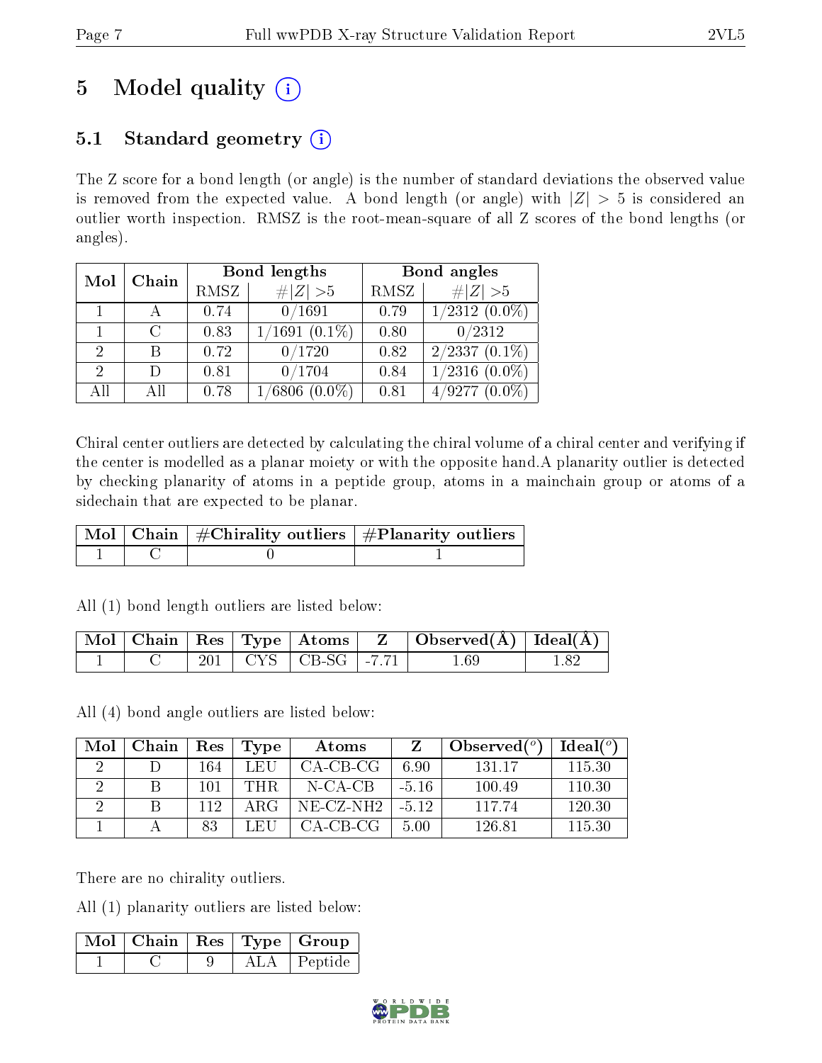# 5 Model quality (i)

## 5.1 Standard geometry (i)

The Z score for a bond length (or angle) is the number of standard deviations the observed value is removed from the expected value. A bond length (or angle) with $|Z| > 5$ is considered an outlier worth inspection. RMSZ is the root-mean-square of all Z scores of the bond lengths (or angles).

| Mol | Chain | Bond lengths | | Bond angles | |
|---|---|---|---|---|---|
| | | RMSZ | $\#\|Z\| > 5$ | RMSZ | $\#\|Z\| > 5$ |
| 1 | A | 0.74 | 0/1691 | 0.79 | 1/2312 (0.0%) |
| 1 | C | 0.83 | 1/1691 (0.1%) | 0.80 | 0/2312 |
| 2 | B | 0.72 | 0/1720 | 0.82 | 2/2337 (0.1%) |
| 2 | D | 0.81 | 0/1704 | 0.84 | 1/2316 (0.0%) |
| All | All | 0.78 | 1/6806 (0.0%) | 0.81 | 4/9277 (0.0%) |

Chiral center outliers are detected by calculating the chiral volume of a chiral center and verifying if the center is modelled as a planar moiety or with the opposite hand.A planarity outlier is detected by checking planarity of atoms in a peptide group, atoms in a mainchain group or atoms of a sidechain that are expected to be planar.

| Mol | Chain | #Chirality outliers | #Planarity outliers |
|---|---|---|---|
| 1 | C | 0 | 1 |

All (1) bond length outliers are listed below:

| Mol | Chain | Res | Type | Atoms | Z | Observed(Å) | Ideal(Å) |
|---|---|---|---|---|---|---|---|
| 1 | C | 201 | CYS | CB-SG | -7.71 | 1.69 | 1.82 |

All (4) bond angle outliers are listed below:

| Mol | Chain | Res | Type | Atoms | Z | Observed(°) | Ideal(°) |
|---|---|---|---|---|---|---|---|
| 2 | D | 164 | LEU | CA-CB-CG | 6.90 | 131.17 | 115.30 |
| 2 | B | 101 | THR | N-CA-CB | -5.16 | 100.49 | 110.30 |
| 2 | B | 112 | ARG | NE-CZ-NH2 | -5.12 | 117.74 | 120.30 |
| 1 | A | 83 | LEU | CA-CB-CG | 5.00 | 126.81 | 115.30 |

There are no chirality outliers.

All (1) planarity outliers are listed below:

| Mol | Chain | Res | Type | Group |
|---|---|---|---|---|
| 1 | C | 9 | ALA | Peptide |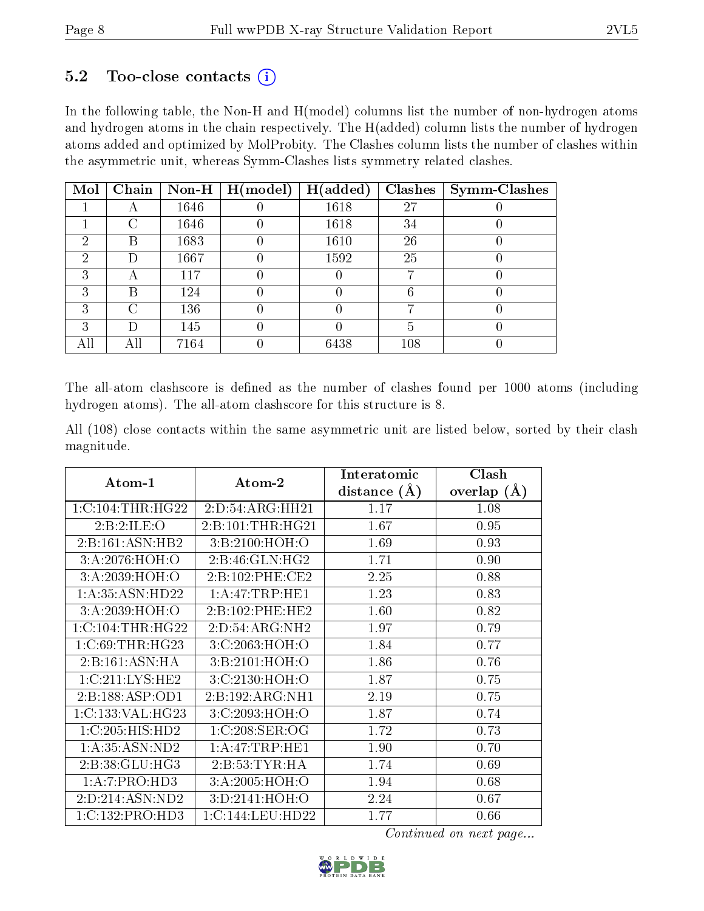## 5.2 Too-close contacts (i)

In the following table, the Non-H and H(model) columns list the number of non-hydrogen atoms and hydrogen atoms in the chain respectively. The H(added) column lists the number of hydrogen atoms added and optimized by MolProbity. The Clashes column lists the number of clashes within the asymmetric unit, whereas Symm-Clashes lists symmetry related clashes.

| Mol | Chain | Non-H | H(model) | H(added) | Clashes | Symm-Clashes |
|---|---|---|---|---|---|---|
| 1 | A | 1646 | 0 | 1618 | 27 | 0 |
| 1 | C | 1646 | 0 | 1618 | 34 | 0 |
| 2 | B | 1683 | 0 | 1610 | 26 | 0 |
| 2 | D | 1667 | 0 | 1592 | 25 | 0 |
| 3 | A | 117 | 0 | 0 | 7 | 0 |
| 3 | B | 124 | 0 | 0 | 6 | 0 |
| 3 | C | 136 | 0 | 0 | 7 | 0 |
| 3 | D | 145 | 0 | 0 | 5 | 0 |
| All | All | 7164 | 0 | 6438 | 108 | 0 |

The all-atom clashscore is defined as the number of clashes found per 1000 atoms (including hydrogen atoms). The all-atom clashscore for this structure is 8.

All (108) close contacts within the same asymmetric unit are listed below, sorted by their clash magnitude.

| Atom-1 | Atom-2 | Interatomic distance (Å) | Clash overlap (Å) |
|---|---|---|---|
| 1:C:104:THR:HG22 | 2:D:54:ARG:HH21 | 1.17 | 1.08 |
| 2:B:2:ILE:O | 2:B:101:THR:HG21 | 1.67 | 0.95 |
| 2:B:161:ASN:HB2 | 3:B:2100:HOH:O | 1.69 | 0.93 |
| 3:A:2076:HOH:O | 2:B:46:GLN:HG2 | 1.71 | 0.90 |
| 3:A:2039:HOH:O | 2:B:102:PHE:CE2 | 2.25 | 0.88 |
| 1:A:35:ASN:HD22 | 1:A:47:TRP:HE1 | 1.23 | 0.83 |
| 3:A:2039:HOH:O | 2:B:102:PHE:HE2 | 1.60 | 0.82 |
| 1:C:104:THR:HG22 | 2:D:54:ARG:NH2 | 1.97 | 0.79 |
| 1:C:69:THR:HG23 | 3:C:2063:HOH:O | 1.84 | 0.77 |
| 2:B:161:ASN:HA | 3:B:2101:HOH:O | 1.86 | 0.76 |
| 1:C:211:LYS:HE2 | 3:C:2130:HOH:O | 1.87 | 0.75 |
| 2:B:188:ASP:OD1 | 2:B:192:ARG:NH1 | 2.19 | 0.75 |
| 1:C:133:VAL:HG23 | 3:C:2093:HOH:O | 1.87 | 0.74 |
| 1:C:205:HIS:HD2 | 1:C:208:SER:OG | 1.72 | 0.73 |
| 1:A:35:ASN:ND2 | 1:A:47:TRP:HE1 | 1.90 | 0.70 |
| 2:B:38:GLU:HG3 | 2:B:53:TYR:HA | 1.74 | 0.69 |
| 1:A:7:PRO:HD3 | 3:A:2005:HOH:O | 1.94 | 0.68 |
| 2:D:214:ASN:ND2 | 3:D:2141:HOH:O | 2.24 | 0.67 |
| 1:C:132:PRO:HD3 | 1:C:144:LEU:HD22 | 1.77 | 0.66 |

*Continued on next page...*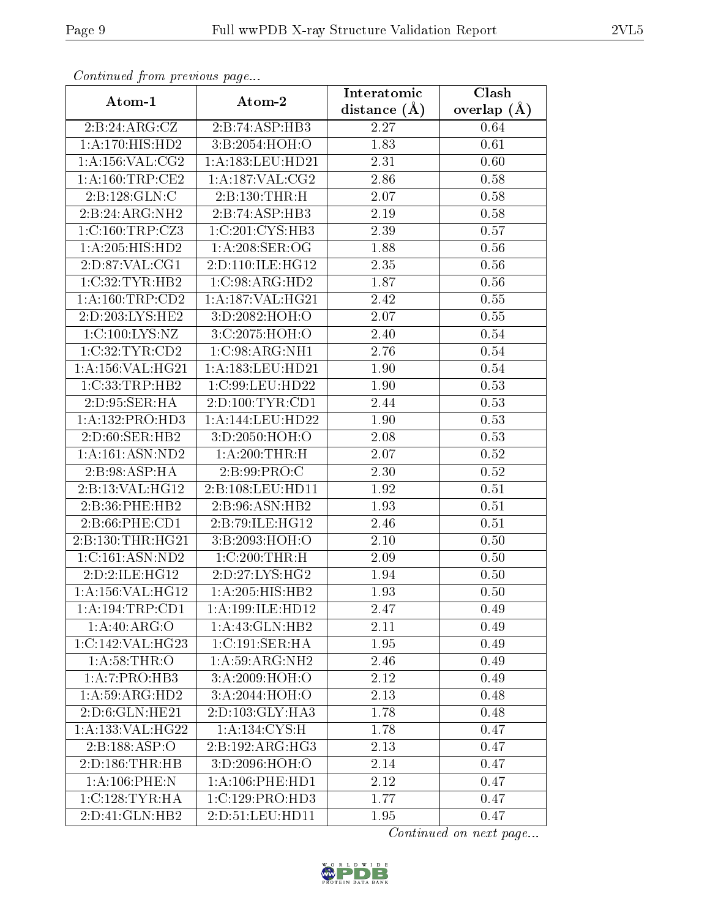*Continued from previous page...*

| Atom-1 | Atom-2 | Interatomic distance (Å) | Clash overlap (Å) |
|---|---|---|---|
| 2:B:24:ARG:CZ | 2:B:74:ASP:HB3 | 2.27 | 0.64 |
| 1:A:170:HIS:HD2 | 3:B:2054:HOH:O | 1.83 | 0.61 |
| 1:A:156:VAL:CG2 | 1:A:183:LEU:HD21 | 2.31 | 0.60 |
| 1:A:160:TRP:CE2 | 1:A:187:VAL:CG2 | 2.86 | 0.58 |
| 2:B:128:GLN:C | 2:B:130:THR:H | 2.07 | 0.58 |
| 2:B:24:ARG:NH2 | 2:B:74:ASP:HB3 | 2.19 | 0.58 |
| 1:C:160:TRP:CZ3 | 1:C:201:CYS:HB3 | 2.39 | 0.57 |
| 1:A:205:HIS:HD2 | 1:A:208:SER:OG | 1.88 | 0.56 |
| 2:D:87:VAL:CG1 | 2:D:110:ILE:HG12 | 2.35 | 0.56 |
| 1:C:32:TYR:HB2 | 1:C:98:ARG:HD2 | 1.87 | 0.56 |
| 1:A:160:TRP:CD2 | 1:A:187:VAL:HG21 | 2.42 | 0.55 |
| 2:D:203:LYS:HE2 | 3:D:2082:HOH:O | 2.07 | 0.55 |
| 1:C:100:LYS:NZ | 3:C:2075:HOH:O | 2.40 | 0.54 |
| 1:C:32:TYR:CD2 | 1:C:98:ARG:NH1 | 2.76 | 0.54 |
| 1:A:156:VAL:HG21 | 1:A:183:LEU:HD21 | 1.90 | 0.54 |
| 1:C:33:TRP:HB2 | 1:C:99:LEU:HD22 | 1.90 | 0.53 |
| 2:D:95:SER:HA | 2:D:100:TYR:CD1 | 2.44 | 0.53 |
| 1:A:132:PRO:HD3 | 1:A:144:LEU:HD22 | 1.90 | 0.53 |
| 2:D:60:SER:HB2 | 3:D:2050:HOH:O | 2.08 | 0.53 |
| 1:A:161:ASN:ND2 | 1:A:200:THR:H | 2.07 | 0.52 |
| 2:B:98:ASP:HA | 2:B:99:PRO:C | 2.30 | 0.52 |
| 2:B:13:VAL:HG12 | 2:B:108:LEU:HD11 | 1.92 | 0.51 |
| 2:B:36:PHE:HB2 | 2:B:96:ASN:HB2 | 1.93 | 0.51 |
| 2:B:66:PHE:CD1 | 2:B:79:ILE:HG12 | 2.46 | 0.51 |
| 2:B:130:THR:HG21 | 3:B:2093:HOH:O | 2.10 | 0.50 |
| 1:C:161:ASN:ND2 | 1:C:200:THR:H | 2.09 | 0.50 |
| 2:D:2:ILE:HG12 | 2:D:27:LYS:HG2 | 1.94 | 0.50 |
| 1:A:156:VAL:HG12 | 1:A:205:HIS:HB2 | 1.93 | 0.50 |
| 1:A:194:TRP:CD1 | 1:A:199:ILE:HD12 | 2.47 | 0.49 |
| 1:A:40:ARG:O | 1:A:43:GLN:HB2 | 2.11 | 0.49 |
| 1:C:142:VAL:HG23 | 1:C:191:SER:HA | 1.95 | 0.49 |
| 1:A:58:THR:O | 1:A:59:ARG:NH2 | 2.46 | 0.49 |
| 1:A:7:PRO:HB3 | 3:A:2009:HOH:O | 2.12 | 0.49 |
| 1:A:59:ARG:HD2 | 3:A:2044:HOH:O | 2.13 | 0.48 |
| 2:D:6:GLN:HE21 | 2:D:103:GLY:HA3 | 1.78 | 0.48 |
| 1:A:133:VAL:HG22 | 1:A:134:CYS:H | 1.78 | 0.47 |
| 2:B:188:ASP:O | 2:B:192:ARG:HG3 | 2.13 | 0.47 |
| 2:D:186:THR:HB | 3:D:2096:HOH:O | 2.14 | 0.47 |
| 1:A:106:PHE:N | 1:A:106:PHE:HD1 | 2.12 | 0.47 |
| 1:C:128:TYR:HA | 1:C:129:PRO:HD3 | 1.77 | 0.47 |
| 2:D:41:GLN:HB2 | 2:D:51:LEU:HD11 | 1.95 | 0.47 |

*Continued on next page...*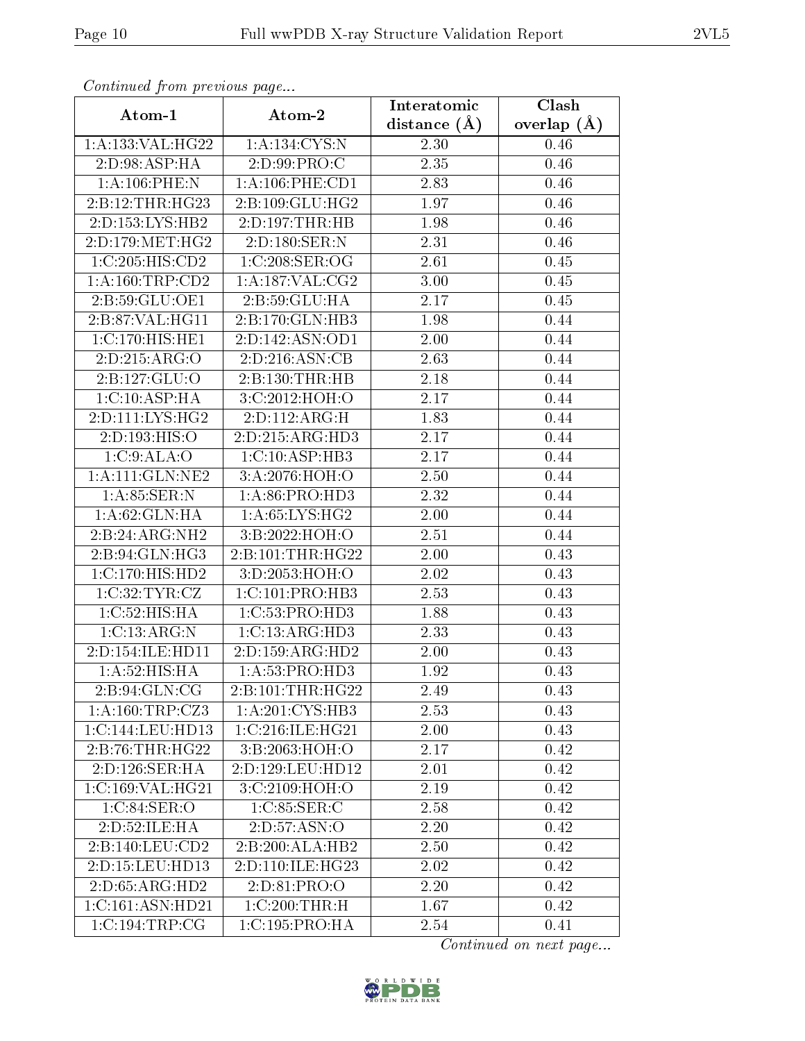*Continued from previous page...*

| Atom-1 | Atom-2 | Interatomic distance (Å) | Clash overlap (Å) |
|---|---|---|---|
| 1:A:133:VAL:HG22 | 1:A:134:CYS:N | 2.30 | 0.46 |
| 2:D:98:ASP:HA | 2:D:99:PRO:C | 2.35 | 0.46 |
| 1:A:106:PHE:N | 1:A:106:PHE:CD1 | 2.83 | 0.46 |
| 2:B:12:THR:HG23 | 2:B:109:GLU:HG2 | 1.97 | 0.46 |
| 2:D:153:LYS:HB2 | 2:D:197:THR:HB | 1.98 | 0.46 |
| 2:D:179:MET:HG2 | 2:D:180:SER:N | 2.31 | 0.46 |
| 1:C:205:HIS:CD2 | 1:C:208:SER:OG | 2.61 | 0.45 |
| 1:A:160:TRP:CD2 | 1:A:187:VAL:CG2 | 3.00 | 0.45 |
| 2:B:59:GLU:OE1 | 2:B:59:GLU:HA | 2.17 | 0.45 |
| 2:B:87:VAL:HG11 | 2:B:170:GLN:HB3 | 1.98 | 0.44 |
| 1:C:170:HIS:HE1 | 2:D:142:ASN:OD1 | 2.00 | 0.44 |
| 2:D:215:ARG:O | 2:D:216:ASN:CB | 2.63 | 0.44 |
| 2:B:127:GLU:O | 2:B:130:THR:HB | 2.18 | 0.44 |
| 1:C:10:ASP:HA | 3:C:2012:HOH:O | 2.17 | 0.44 |
| 2:D:111:LYS:HG2 | 2:D:112:ARG:H | 1.83 | 0.44 |
| 2:D:193:HIS:O | 2:D:215:ARG:HD3 | 2.17 | 0.44 |
| 1:C:9:ALA:O | 1:C:10:ASP:HB3 | 2.17 | 0.44 |
| 1:A:111:GLN:NE2 | 3:A:2076:HOH:O | 2.50 | 0.44 |
| 1:A:85:SER:N | 1:A:86:PRO:HD3 | 2.32 | 0.44 |
| 1:A:62:GLN:HA | 1:A:65:LYS:HG2 | 2.00 | 0.44 |
| 2:B:24:ARG:NH2 | 3:B:2022:HOH:O | 2.51 | 0.44 |
| 2:B:94:GLN:HG3 | 2:B:101:THR:HG22 | 2.00 | 0.43 |
| 1:C:170:HIS:HD2 | 3:D:2053:HOH:O | 2.02 | 0.43 |
| 1:C:32:TYR:CZ | 1:C:101:PRO:HB3 | 2.53 | 0.43 |
| 1:C:52:HIS:HA | 1:C:53:PRO:HD3 | 1.88 | 0.43 |
| 1:C:13:ARG:N | 1:C:13:ARG:HD3 | 2.33 | 0.43 |
| 2:D:154:ILE:HD11 | 2:D:159:ARG:HD2 | 2.00 | 0.43 |
| 1:A:52:HIS:HA | 1:A:53:PRO:HD3 | 1.92 | 0.43 |
| 2:B:94:GLN:CG | 2:B:101:THR:HG22 | 2.49 | 0.43 |
| 1:A:160:TRP:CZ3 | 1:A:201:CYS:HB3 | 2.53 | 0.43 |
| 1:C:144:LEU:HD13 | 1:C:216:ILE:HG21 | 2.00 | 0.43 |
| 2:B:76:THR:HG22 | 3:B:2063:HOH:O | 2.17 | 0.42 |
| 2:D:126:SER:HA | 2:D:129:LEU:HD12 | 2.01 | 0.42 |
| 1:C:169:VAL:HG21 | 3:C:2109:HOH:O | 2.19 | 0.42 |
| 1:C:84:SER:O | 1:C:85:SER:C | 2.58 | 0.42 |
| 2:D:52:ILE:HA | 2:D:57:ASN:O | 2.20 | 0.42 |
| 2:B:140:LEU:CD2 | 2:B:200:ALA:HB2 | 2.50 | 0.42 |
| 2:D:15:LEU:HD13 | 2:D:110:ILE:HG23 | 2.02 | 0.42 |
| 2:D:65:ARG:HD2 | 2:D:81:PRO:O | 2.20 | 0.42 |
| 1:C:161:ASN:HD21 | 1:C:200:THR:H | 1.67 | 0.42 |
| 1:C:194:TRP:CG | 1:C:195:PRO:HA | 2.54 | 0.41 |

*Continued on next page...*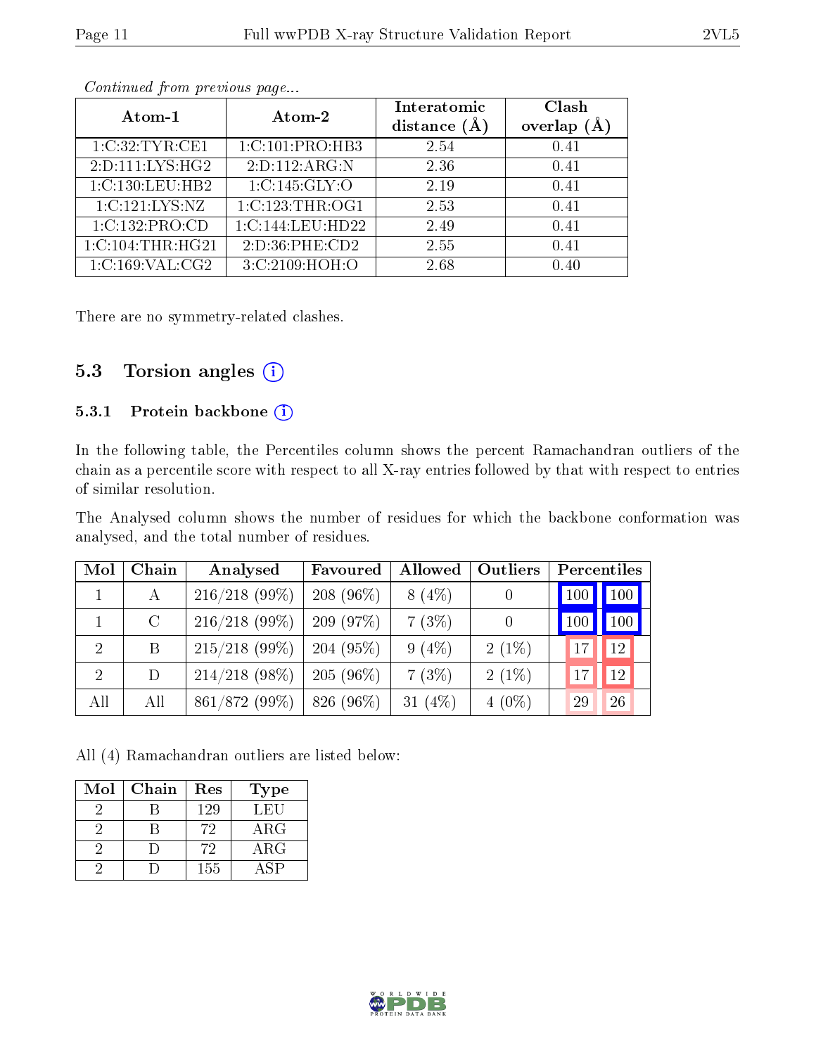*Continued from previous page...*

| Atom-1 | Atom-2 | Interatomic distance (Å) | Clash overlap (Å) |
|---|---|---|---|
| 1:C:32:TYR:CE1 | 1:C:101:PRO:HB3 | 2.54 | 0.41 |
| 2:D:111:LYS:HG2 | 2:D:112:ARG:N | 2.36 | 0.41 |
| 1:C:130:LEU:HB2 | 1:C:145:GLY:O | 2.19 | 0.41 |
| 1:C:121:LYS:NZ | 1:C:123:THR:OG1 | 2.53 | 0.41 |
| 1:C:132:PRO:CD | 1:C:144:LEU:HD22 | 2.49 | 0.41 |
| 1:C:104:THR:HG21 | 2:D:36:PHE:CD2 | 2.55 | 0.41 |
| 1:C:169:VAL:CG2 | 3:C:2109:HOH:O | 2.68 | 0.40 |

There are no symmetry-related clashes.

## 5.3 Torsion angles

### 5.3.1 Protein backbone

In the following table, the Percentiles column shows the percent Ramachandran outliers of the chain as a percentile score with respect to all X-ray entries followed by that with respect to entries of similar resolution.

The Analysed column shows the number of residues for which the backbone conformation was analysed, and the total number of residues.

| Mol | Chain | Analysed | Favoured | Allowed | Outliers | Percentiles | |
|---|---|---|---|---|---|---|---|
| 1 | A | 216/218 (99%) | 208 (96%) | 8 (4%) | 0 | 100 | 100 |
| 1 | C | 216/218 (99%) | 209 (97%) | 7 (3%) | 0 | 100 | 100 |
| 2 | B | 215/218 (99%) | 204 (95%) | 9 (4%) | 2 (1%) | 17 | 12 |
| 2 | D | 214/218 (98%) | 205 (96%) | 7 (3%) | 2 (1%) | 17 | 12 |
| All | All | 861/872 (99%) | 826 (96%) | 31 (4%) | 4 (0%) | 29 | 26 |

All (4) Ramachandran outliers are listed below:

| Mol | Chain | Res | Type |
|---|---|---|---|
| 2 | B | 129 | LEU |
| 2 | B | 72 | ARG |
| 2 | D | 72 | ARG |
| 2 | D | 155 | ASP |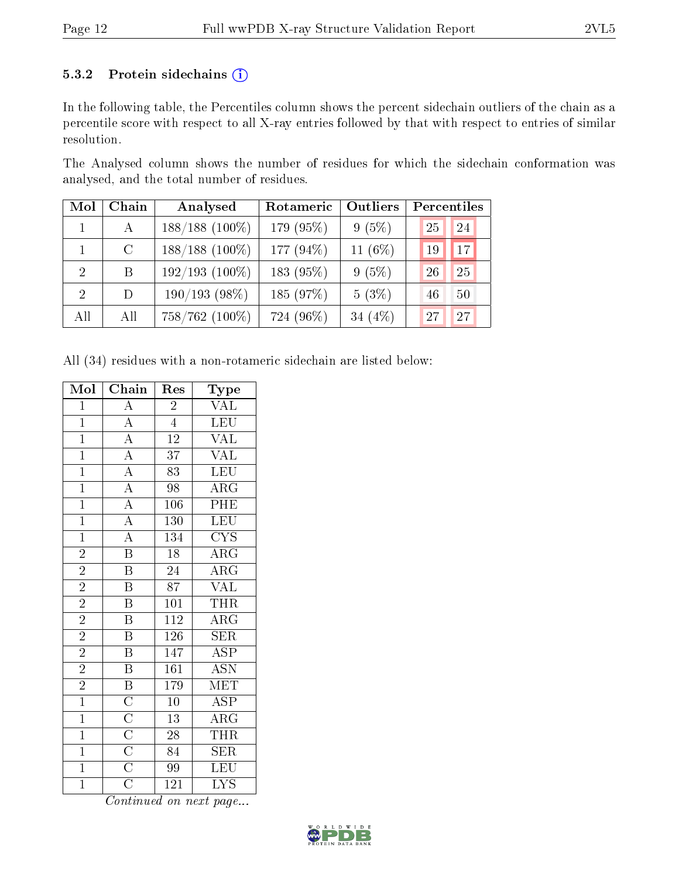### 5.3.2 Protein sidechains

In the following table, the Percentiles column shows the percent sidechain outliers of the chain as a percentile score with respect to all X-ray entries followed by that with respect to entries of similar resolution.

The Analysed column shows the number of residues for which the sidechain conformation was analysed, and the total number of residues.

| Mol | Chain | Analysed | Rotameric | Outliers | Percentiles | |
|---|---|---|---|---|---|---|
| 1 | A | 188/188 (100%) | 179 (95%) | 9 (5%) | 25 | 24 |
| 1 | C | 188/188 (100%) | 177 (94%) | 11 (6%) | 19 | 17 |
| 2 | B | 192/193 (100%) | 183 (95%) | 9 (5%) | 26 | 25 |
| 2 | D | 190/193 (98%) | 185 (97%) | 5 (3%) | 46 | 50 |
| All | All | 758/762 (100%) | 724 (96%) | 34 (4%) | 27 | 27 |

All (34) residues with a non-rotameric sidechain are listed below:

| Mol | Chain | Res | Type |
|---|---|---|---|
| 1 | A | 2 | VAL |
| 1 | A | 4 | LEU |
| 1 | A | 12 | VAL |
| 1 | A | 37 | VAL |
| 1 | A | 83 | LEU |
| 1 | A | 98 | ARG |
| 1 | A | 106 | PHE |
| 1 | A | 130 | LEU |
| 1 | A | 134 | CYS |
| 2 | B | 18 | ARG |
| 2 | B | 24 | ARG |
| 2 | B | 87 | VAL |
| 2 | B | 101 | THR |
| 2 | B | 112 | ARG |
| 2 | B | 126 | SER |
| 2 | B | 147 | ASP |
| 2 | B | 161 | ASN |
| 2 | B | 179 | MET |
| 1 | C | 10 | ASP |
| 1 | C | 13 | ARG |
| 1 | C | 28 | THR |
| 1 | C | 84 | SER |
| 1 | C | 99 | LEU |
| 1 | C | 121 | LYS |

*Continued on next page...*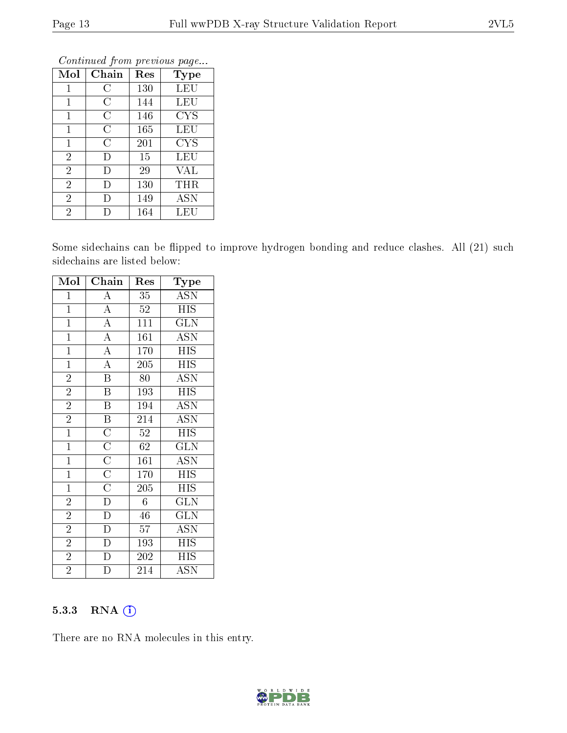*Continued from previous page...*

| Mol | Chain | Res | Type |
|---|---|---|---|
| 1 | C | 130 | LEU |
| 1 | C | 144 | LEU |
| 1 | C | 146 | CYS |
| 1 | C | 165 | LEU |
| 1 | C | 201 | CYS |
| 2 | D | 15 | LEU |
| 2 | D | 29 | VAL |
| 2 | D | 130 | THR |
| 2 | D | 149 | ASN |
| 2 | D | 164 | LEU |

Some sidechains can be flipped to improve hydrogen bonding and reduce clashes. All (21) such sidechains are listed below:

| Mol | Chain | Res | Type |
|---|---|---|---|
| 1 | A | 35 | ASN |
| 1 | A | 52 | HIS |
| 1 | A | 111 | GLN |
| 1 | A | 161 | ASN |
| 1 | A | 170 | HIS |
| 1 | A | 205 | HIS |
| 2 | B | 80 | ASN |
| 2 | B | 193 | HIS |
| 2 | B | 194 | ASN |
| 2 | B | 214 | ASN |
| 1 | C | 52 | HIS |
| 1 | C | 62 | GLN |
| 1 | C | 161 | ASN |
| 1 | C | 170 | HIS |
| 1 | C | 205 | HIS |
| 2 | D | 6 | GLN |
| 2 | D | 46 | GLN |
| 2 | D | 57 | ASN |
| 2 | D | 193 | HIS |
| 2 | D | 202 | HIS |
| 2 | D | 214 | ASN |

### 5.3.3 RNA

There are no RNA molecules in this entry.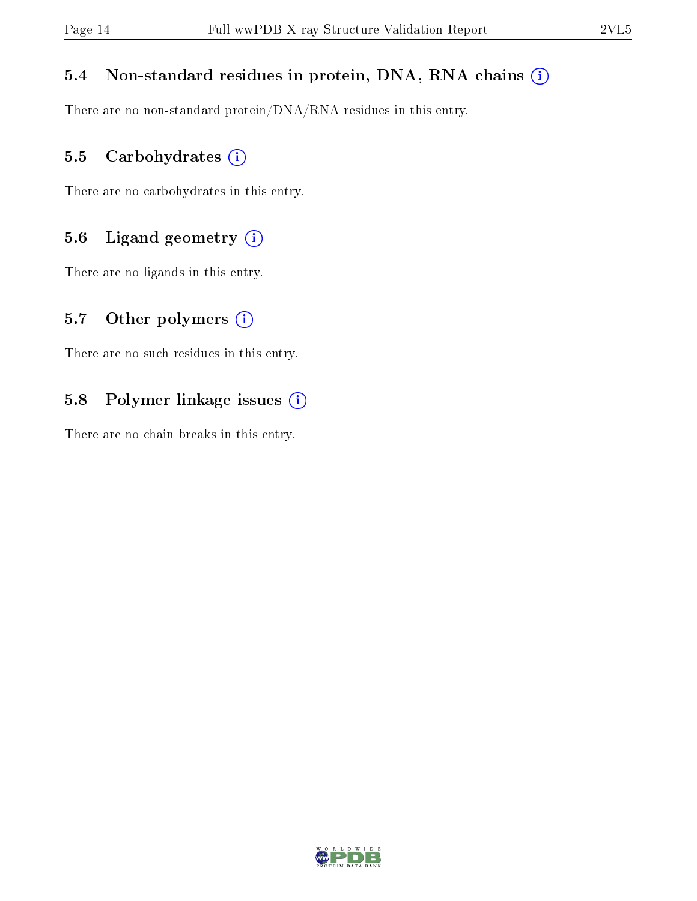### 5.4 Non-standard residues in protein, DNA, RNA chains

There are no non-standard protein/DNA/RNA residues in this entry.

### 5.5 Carbohydrates

There are no carbohydrates in this entry.

### 5.6 Ligand geometry

There are no ligands in this entry.

### 5.7 Other polymers

There are no such residues in this entry.

### 5.8 Polymer linkage issues

There are no chain breaks in this entry.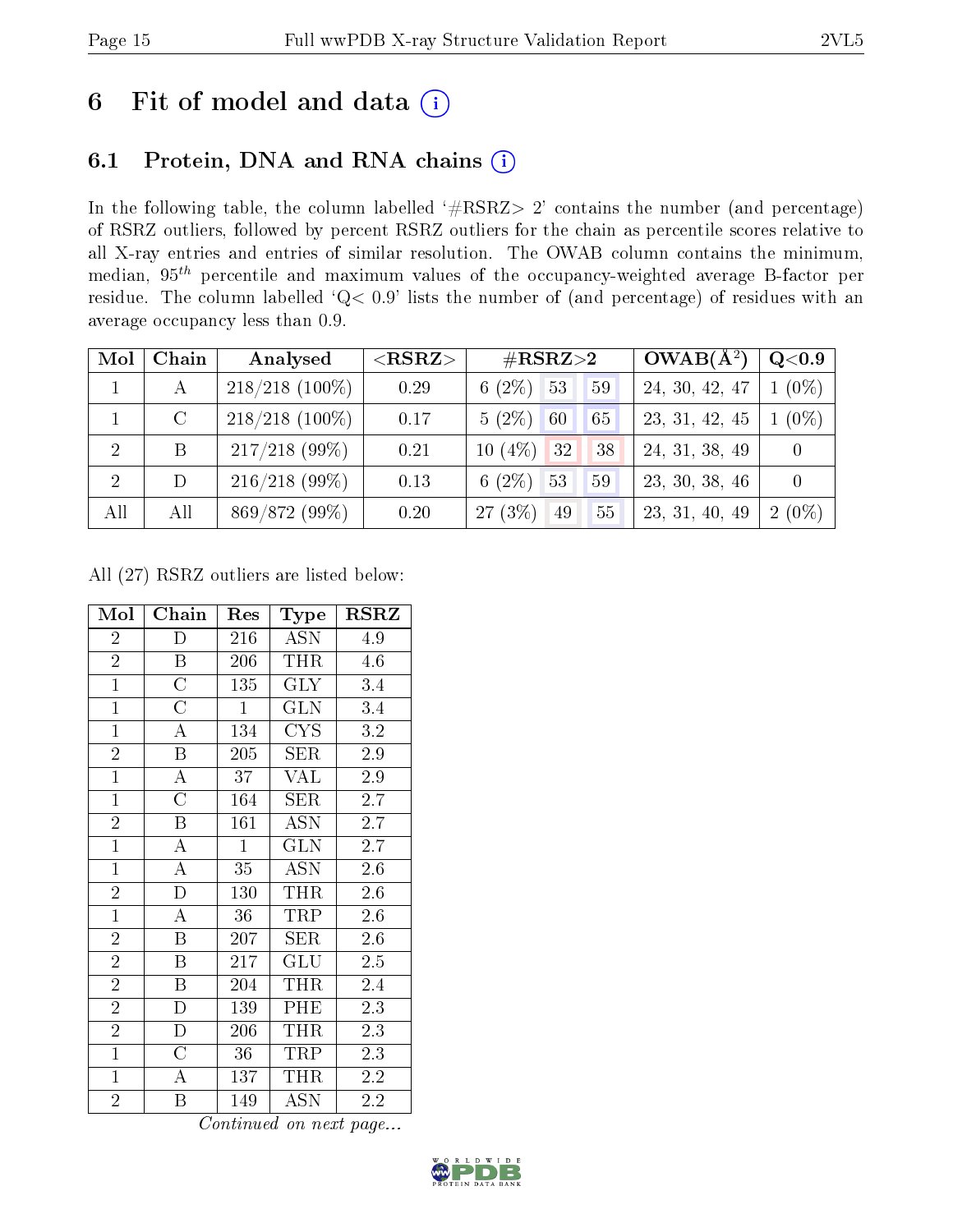# 6 Fit of model and data

## 6.1 Protein, DNA and RNA chains

In the following table, the column labelled '#RSRZ> 2' contains the number (and percentage) of RSRZ outliers, followed by percent RSRZ outliers for the chain as percentile scores relative to all X-ray entries and entries of similar resolution. The OWAB column contains the minimum, median, $95^{th}$ percentile and maximum values of the occupancy-weighted average B-factor per residue. The column labelled 'Q< 0.9' lists the number of (and percentage) of residues with an average occupancy less than 0.9.

| Mol | Chain | Analysed | <RSRZ> | #RSRZ>2 | | | OWAB(Å$^2$) | Q<0.9 |
|---|---|---|---|---|---|---|---|---|
| 1 | A | 218/218 (100%) | 0.29 | 6 (2%) | 53 | 59 | 24, 30, 42, 47 | 1 (0%) |
| 1 | C | 218/218 (100%) | 0.17 | 5 (2%) | 60 | 65 | 23, 31, 42, 45 | 1 (0%) |
| 2 | B | 217/218 (99%) | 0.21 | 10 (4%) | 32 | 38 | 24, 31, 38, 49 | 0 |
| 2 | D | 216/218 (99%) | 0.13 | 6 (2%) | 53 | 59 | 23, 30, 38, 46 | 0 |
| All | All | 869/872 (99%) | 0.20 | 27 (3%) | 49 | 55 | 23, 31, 40, 49 | 2 (0%) |

All (27) RSRZ outliers are listed below:

| Mol | Chain | Res | Type | RSRZ |
|---|---|---|---|---|
| 2 | D | 216 | ASN | 4.9 |
| 2 | B | 206 | THR | 4.6 |
| 1 | C | 135 | GLY | 3.4 |
| 1 | C | 1 | GLN | 3.4 |
| 1 | A | 134 | CYS | 3.2 |
| 2 | B | 205 | SER | 2.9 |
| 1 | A | 37 | VAL | 2.9 |
| 1 | C | 164 | SER | 2.7 |
| 2 | B | 161 | ASN | 2.7 |
| 1 | A | 1 | GLN | 2.7 |
| 1 | A | 35 | ASN | 2.6 |
| 2 | D | 130 | THR | 2.6 |
| 1 | A | 36 | TRP | 2.6 |
| 2 | B | 207 | SER | 2.6 |
| 2 | B | 217 | GLU | 2.5 |
| 2 | B | 204 | THR | 2.4 |
| 2 | D | 139 | PHE | 2.3 |
| 2 | D | 206 | THR | 2.3 |
| 1 | C | 36 | TRP | 2.3 |
| 1 | A | 137 | THR | 2.2 |
| 2 | B | 149 | ASN | 2.2 |

*Continued on next page...*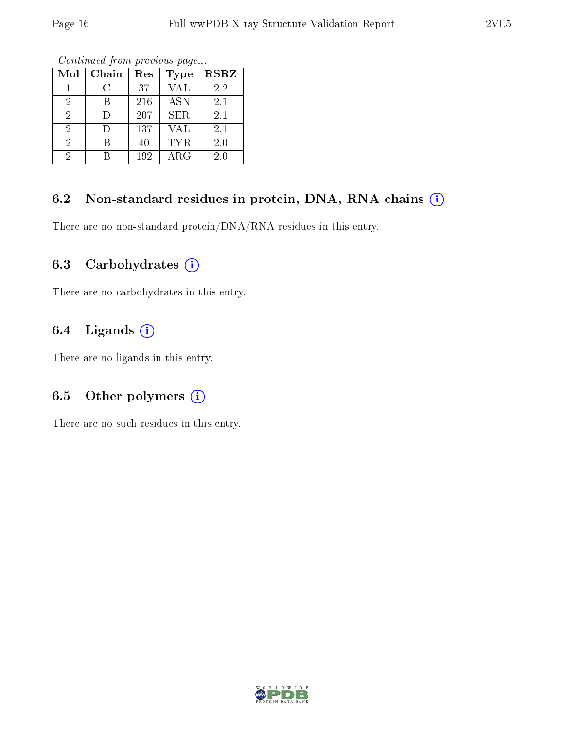*Continued from previous page...*

| Mol | Chain | Res | Type | RSRZ |
|---|---|---|---|---|
| 1 | C | 37 | VAL | 2.2 |
| 2 | B | 216 | ASN | 2.1 |
| 2 | D | 207 | SER | 2.1 |
| 2 | D | 137 | VAL | 2.1 |
| 2 | B | 40 | TYR | 2.0 |
| 2 | B | 192 | ARG | 2.0 |

### 6.2 Non-standard residues in protein, DNA, RNA chains (i)

There are no non-standard protein/DNA/RNA residues in this entry.

### 6.3 Carbohydrates (i)

There are no carbohydrates in this entry.

### 6.4 Ligands (i)

There are no ligands in this entry.

### 6.5 Other polymers (i)

There are no such residues in this entry.